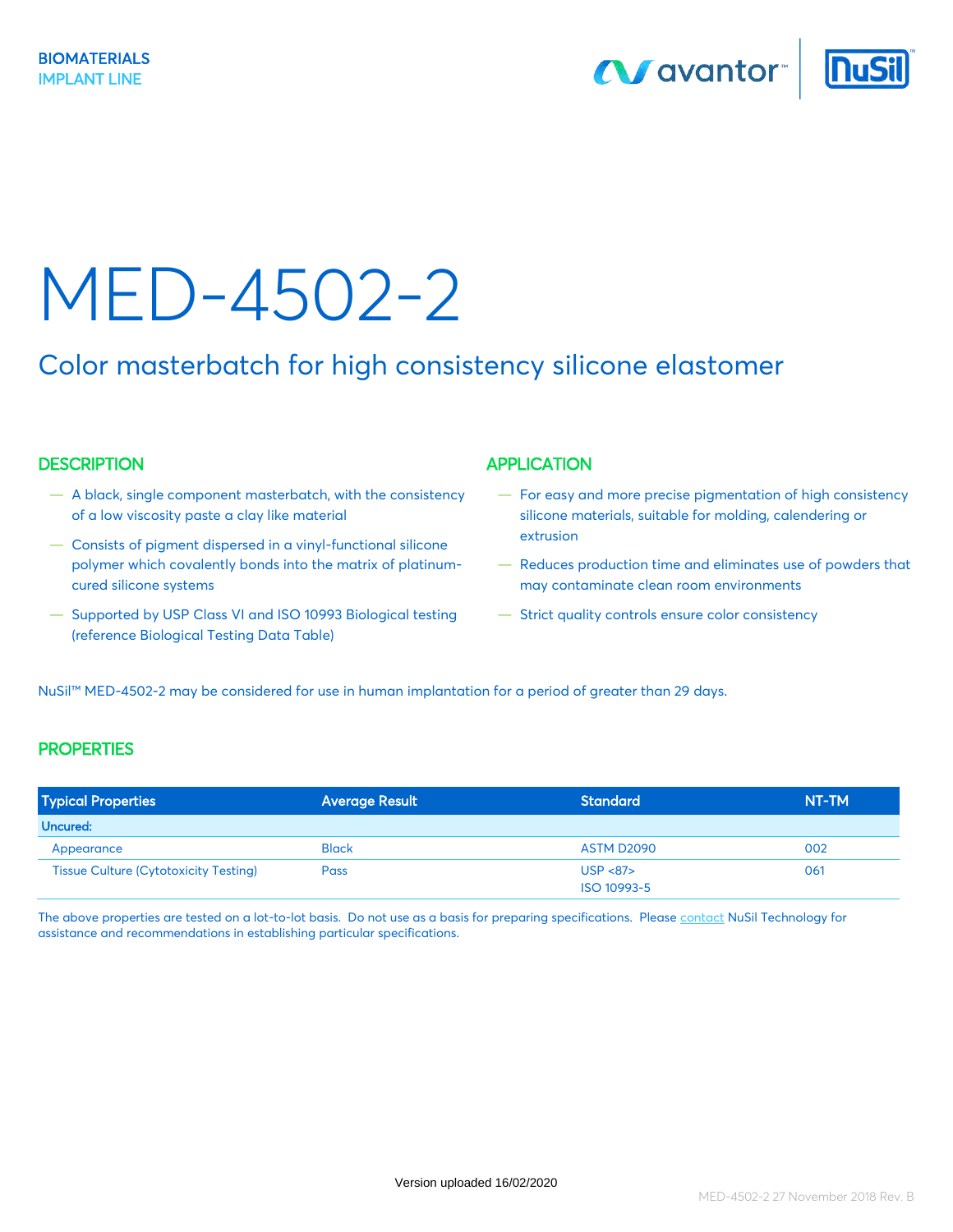BIOMATERIALS
IMPLANT LINE

# MED-4502-2

## Color masterbatch for high consistency silicone elastomer

### DESCRIPTION

- A black, single component masterbatch, with the consistency of a low viscosity paste a clay like material
- Consists of pigment dispersed in a vinyl-functional silicone polymer which covalently bonds into the matrix of platinum-cured silicone systems
- Supported by USP Class VI and ISO 10993 Biological testing (reference Biological Testing Data Table)

### APPLICATION

- For easy and more precise pigmentation of high consistency silicone materials, suitable for molding, calendering or extrusion
- Reduces production time and eliminates use of powders that may contaminate clean room environments
- Strict quality controls ensure color consistency

NuSil™ MED-4502-2 may be considered for use in human implantation for a period of greater than 29 days.

### PROPERTIES

| Typical Properties | Average Result | Standard | NT-TM |
|---|---|---|---|
| **Uncured:** | | | |
| Appearance | Black | ASTM D2090 | 002 |
| Tissue Culture (Cytotoxicity Testing) | Pass | USP <87><br>ISO 10993-5 | 061 |

The above properties are tested on a lot-to-lot basis. Do not use as a basis for preparing specifications. Please contact NuSil Technology for assistance and recommendations in establishing particular specifications.

Version uploaded 16/02/2020

MED-4502-2 27 November 2018 Rev. B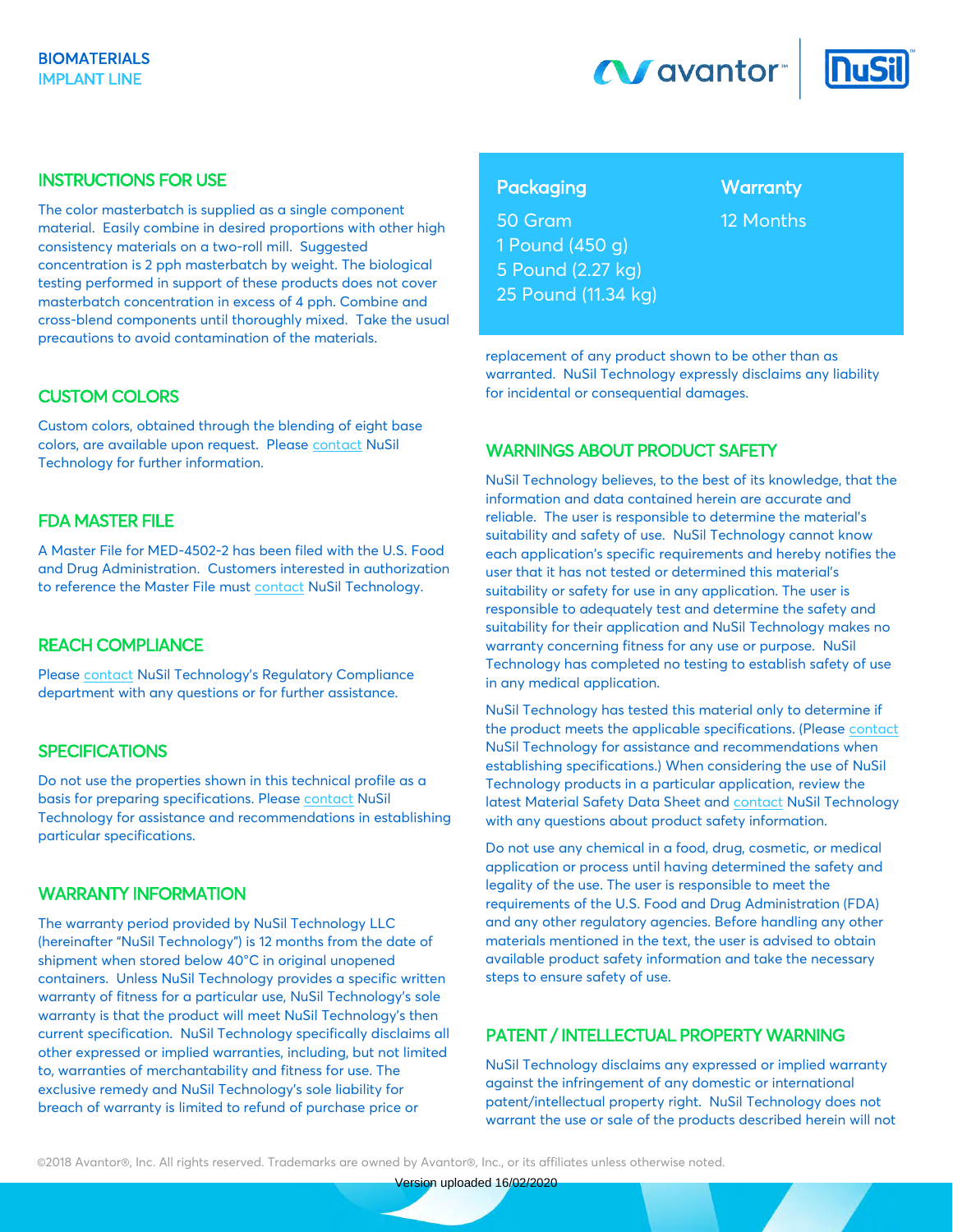## INSTRUCTIONS FOR USE

The color masterbatch is supplied as a single component material. Easily combine in desired proportions with other high consistency materials on a two-roll mill. Suggested concentration is 2 pph masterbatch by weight. The biological testing performed in support of these products does not cover masterbatch concentration in excess of 4 pph. Combine and cross-blend components until thoroughly mixed. Take the usual precautions to avoid contamination of the materials.

## CUSTOM COLORS

Custom colors, obtained through the blending of eight base colors, are available upon request. Please contact NuSil Technology for further information.

## FDA MASTER FILE

A Master File for MED-4502-2 has been filed with the U.S. Food and Drug Administration. Customers interested in authorization to reference the Master File must contact NuSil Technology.

## REACH COMPLIANCE

Please contact NuSil Technology's Regulatory Compliance department with any questions or for further assistance.

## SPECIFICATIONS

Do not use the properties shown in this technical profile as a basis for preparing specifications. Please contact NuSil Technology for assistance and recommendations in establishing particular specifications.

## WARRANTY INFORMATION

The warranty period provided by NuSil Technology LLC (hereinafter "NuSil Technology") is 12 months from the date of shipment when stored below 40°C in original unopened containers. Unless NuSil Technology provides a specific written warranty of fitness for a particular use, NuSil Technology's sole warranty is that the product will meet NuSil Technology's then current specification. NuSil Technology specifically disclaims all other expressed or implied warranties, including, but not limited to, warranties of merchantability and fitness for use. The exclusive remedy and NuSil Technology's sole liability for breach of warranty is limited to refund of purchase price or replacement of any product shown to be other than as warranted. NuSil Technology expressly disclaims any liability for incidental or consequential damages.

| Packaging | Warranty |
|---|---|
| 50 Gram | 12 Months |
| 1 Pound (450 g) | |
| 5 Pound (2.27 kg) | |
| 25 Pound (11.34 kg) | |

## WARNINGS ABOUT PRODUCT SAFETY

NuSil Technology believes, to the best of its knowledge, that the information and data contained herein are accurate and reliable. The user is responsible to determine the material's suitability and safety of use. NuSil Technology cannot know each application's specific requirements and hereby notifies the user that it has not tested or determined this material's suitability or safety for use in any application. The user is responsible to adequately test and determine the safety and suitability for their application and NuSil Technology makes no warranty concerning fitness for any use or purpose. NuSil Technology has completed no testing to establish safety of use in any medical application.

NuSil Technology has tested this material only to determine if the product meets the applicable specifications. (Please contact NuSil Technology for assistance and recommendations when establishing specifications.) When considering the use of NuSil Technology products in a particular application, review the latest Material Safety Data Sheet and contact NuSil Technology with any questions about product safety information.

Do not use any chemical in a food, drug, cosmetic, or medical application or process until having determined the safety and legality of the use. The user is responsible to meet the requirements of the U.S. Food and Drug Administration (FDA) and any other regulatory agencies. Before handling any other materials mentioned in the text, the user is advised to obtain available product safety information and take the necessary steps to ensure safety of use.

## PATENT / INTELLECTUAL PROPERTY WARNING

NuSil Technology disclaims any expressed or implied warranty against the infringement of any domestic or international patent/intellectual property right. NuSil Technology does not warrant the use or sale of the products described herein will not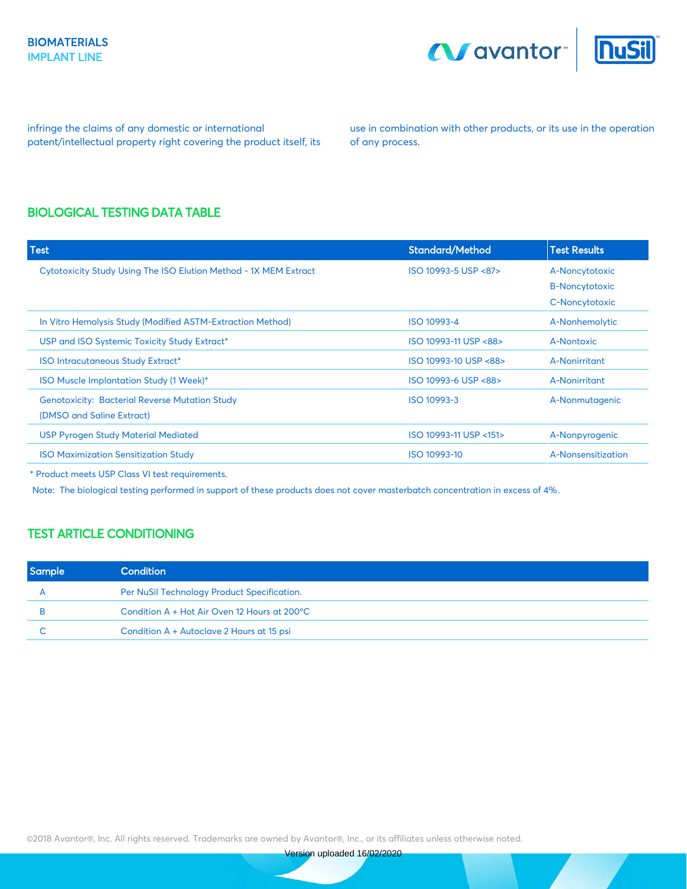infringe the claims of any domestic or international patent/intellectual property right covering the product itself, its use in combination with other products, or its use in the operation of any process.

## BIOLOGICAL TESTING DATA TABLE

| Test | Standard/Method | Test Results |
|---|---|---|
| Cytotoxicity Study Using The ISO Elution Method - 1X MEM Extract | ISO 10993-5 USP <87> | A-Noncytotoxic<br>B-Noncytotoxic<br>C-Noncytotoxic |
| In Vitro Hemolysis Study (Modified ASTM-Extraction Method) | ISO 10993-4 | A-Nonhemolytic |
| USP and ISO Systemic Toxicity Study Extract* | ISO 10993-11 USP <88> | A-Nontoxic |
| ISO Intracutaneous Study Extract* | ISO 10993-10 USP <88> | A-Nonirritant |
| ISO Muscle Implantation Study (1 Week)* | ISO 10993-6 USP <88> | A-Nonirritant |
| Genotoxicity: Bacterial Reverse Mutation Study (DMSO and Saline Extract) | ISO 10993-3 | A-Nonmutagenic |
| USP Pyrogen Study Material Mediated | ISO 10993-11 USP <151> | A-Nonpyrogenic |
| ISO Maximization Sensitization Study | ISO 10993-10 | A-Nonsensitization |

* Product meets USP Class VI test requirements.

Note: The biological testing performed in support of these products does not cover masterbatch concentration in excess of 4%.

## TEST ARTICLE CONDITIONING

| Sample | Condition |
|---|---|
| A | Per NuSil Technology Product Specification. |
| B | Condition A + Hot Air Oven 12 Hours at 200°C |
| C | Condition A + Autoclave 2 Hours at 15 psi |

©2018 Avantor®, Inc. All rights reserved. Trademarks are owned by Avantor®, Inc., or its affiliates unless otherwise noted.

Version uploaded 16/02/2020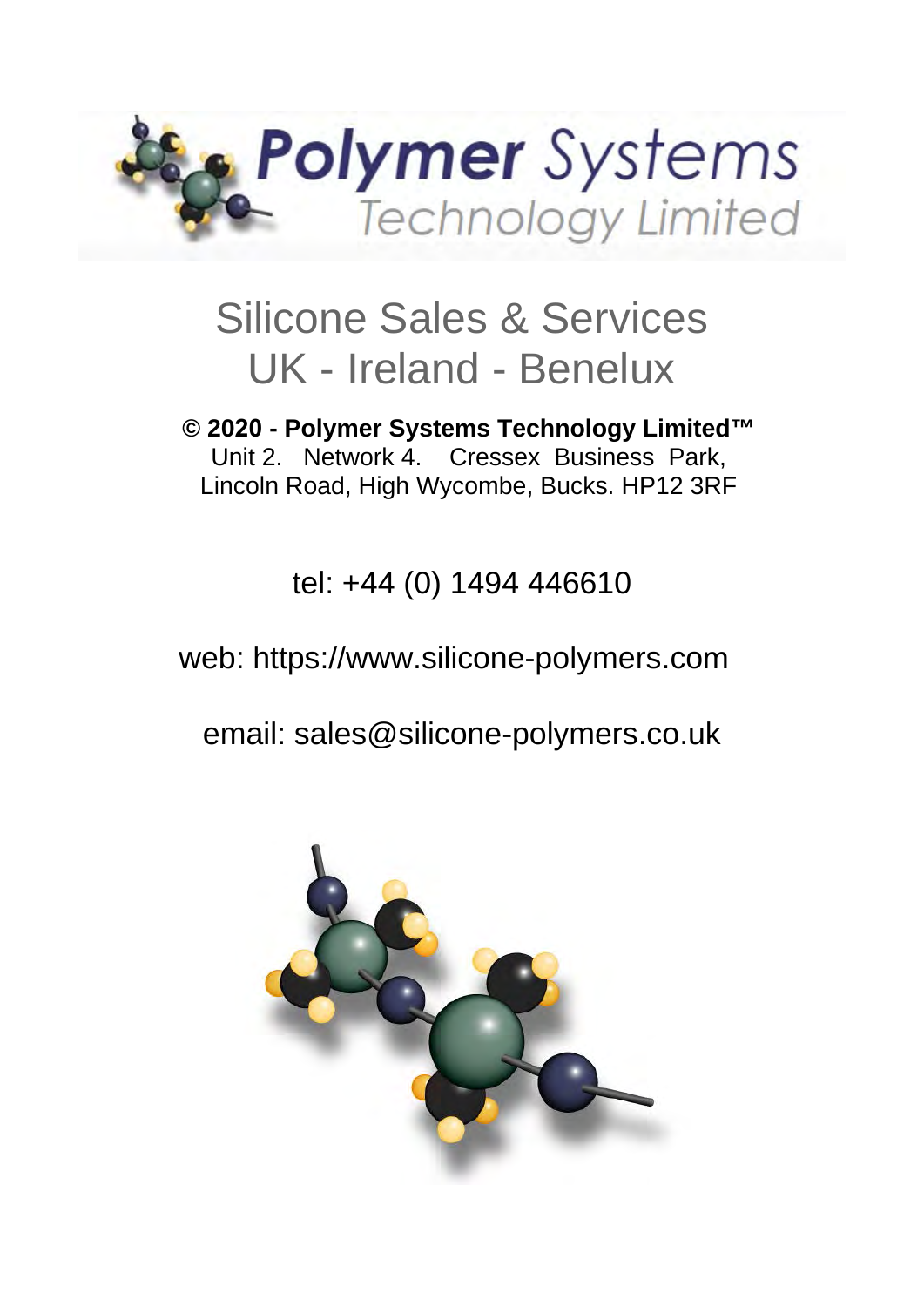# Polymer Systems Technology Limited

## Silicone Sales & Services
## UK - Ireland - Benelux

**© 2020 - Polymer Systems Technology Limited™**
Unit 2. Network 4. Cressex Business Park,
Lincoln Road, High Wycombe, Bucks. HP12 3RF

tel: +44 (0) 1494 446610

web: https://www.silicone-polymers.com

email: sales@silicone-polymers.co.uk